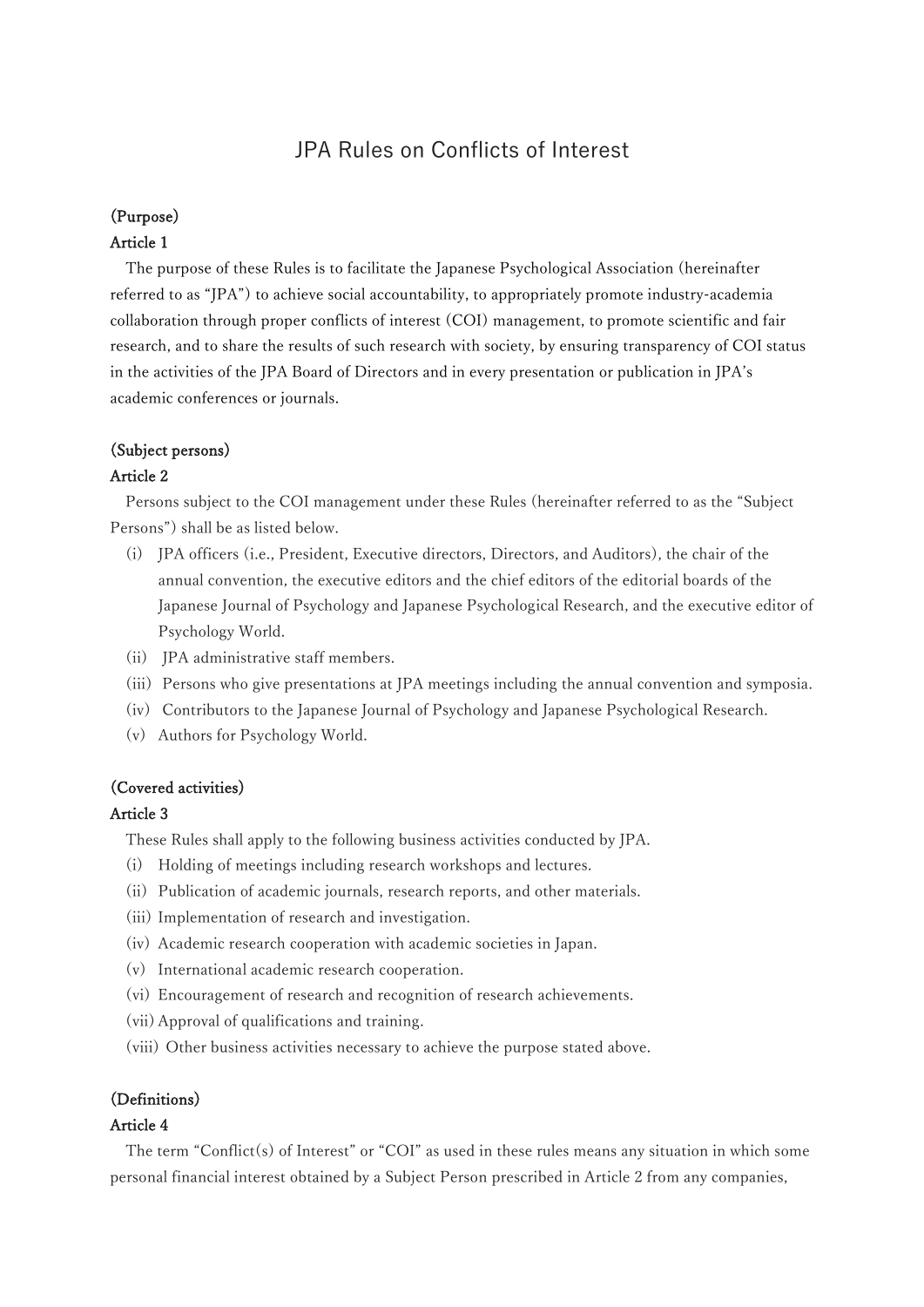# JPA Rules on Conflicts of Interest

**(Purpose)**

**Article 1**

The purpose of these Rules is to facilitate the Japanese Psychological Association (hereinafter referred to as "JPA") to achieve social accountability, to appropriately promote industry-academia collaboration through proper conflicts of interest (COI) management, to promote scientific and fair research, and to share the results of such research with society, by ensuring transparency of COI status in the activities of the JPA Board of Directors and in every presentation or publication in JPA's academic conferences or journals.

**(Subject persons)**

**Article 2**

Persons subject to the COI management under these Rules (hereinafter referred to as the "Subject Persons") shall be as listed below.

(i) JPA officers (i.e., President, Executive directors, Directors, and Auditors), the chair of the annual convention, the executive editors and the chief editors of the editorial boards of the Japanese Journal of Psychology and Japanese Psychological Research, and the executive editor of Psychology World.

(ii) JPA administrative staff members.

(iii) Persons who give presentations at JPA meetings including the annual convention and symposia.

(iv) Contributors to the Japanese Journal of Psychology and Japanese Psychological Research.

(v) Authors for Psychology World.

**(Covered activities)**

**Article 3**

These Rules shall apply to the following business activities conducted by JPA.

(i) Holding of meetings including research workshops and lectures.

(ii) Publication of academic journals, research reports, and other materials.

(iii) Implementation of research and investigation.

(iv) Academic research cooperation with academic societies in Japan.

(v) International academic research cooperation.

(vi) Encouragement of research and recognition of research achievements.

(vii) Approval of qualifications and training.

(viii) Other business activities necessary to achieve the purpose stated above.

**(Definitions)**

**Article 4**

The term "Conflict(s) of Interest" or "COI" as used in these rules means any situation in which some personal financial interest obtained by a Subject Person prescribed in Article 2 from any companies,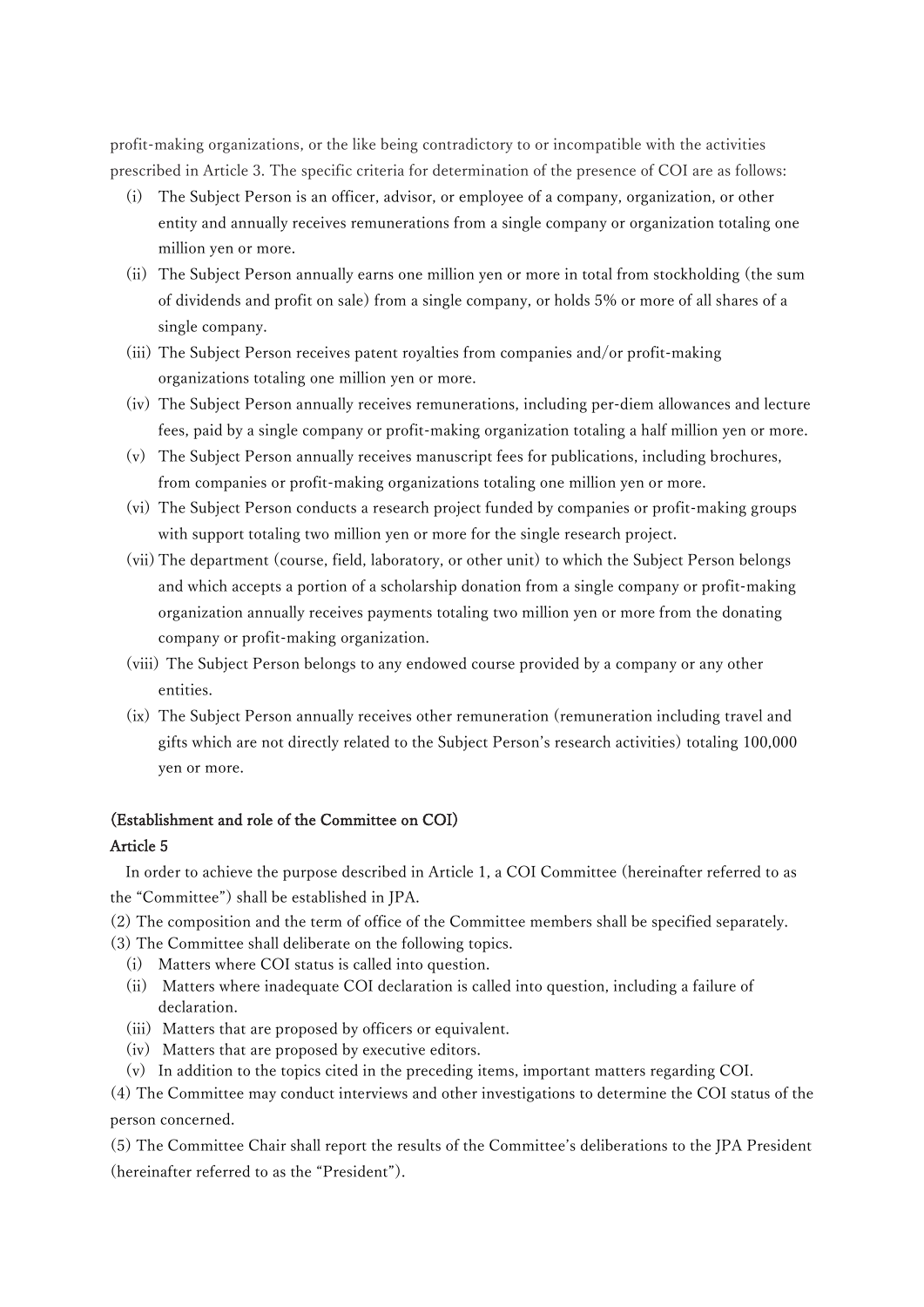profit-making organizations, or the like being contradictory to or incompatible with the activities prescribed in Article 3. The specific criteria for determination of the presence of COI are as follows:

(i) The Subject Person is an officer, advisor, or employee of a company, organization, or other entity and annually receives remunerations from a single company or organization totaling one million yen or more.

(ii) The Subject Person annually earns one million yen or more in total from stockholding (the sum of dividends and profit on sale) from a single company, or holds 5% or more of all shares of a single company.

(iii) The Subject Person receives patent royalties from companies and/or profit-making organizations totaling one million yen or more.

(iv) The Subject Person annually receives remunerations, including per-diem allowances and lecture fees, paid by a single company or profit-making organization totaling a half million yen or more.

(v) The Subject Person annually receives manuscript fees for publications, including brochures, from companies or profit-making organizations totaling one million yen or more.

(vi) The Subject Person conducts a research project funded by companies or profit-making groups with support totaling two million yen or more for the single research project.

(vii) The department (course, field, laboratory, or other unit) to which the Subject Person belongs and which accepts a portion of a scholarship donation from a single company or profit-making organization annually receives payments totaling two million yen or more from the donating company or profit-making organization.

(viii) The Subject Person belongs to any endowed course provided by a company or any other entities.

(ix) The Subject Person annually receives other remuneration (remuneration including travel and gifts which are not directly related to the Subject Person's research activities) totaling 100,000 yen or more.

**(Establishment and role of the Committee on COI)**

**Article 5**

In order to achieve the purpose described in Article 1, a COI Committee (hereinafter referred to as the "Committee") shall be established in JPA.

(2) The composition and the term of office of the Committee members shall be specified separately.

(3) The Committee shall deliberate on the following topics.

(i) Matters where COI status is called into question.

(ii) Matters where inadequate COI declaration is called into question, including a failure of declaration.

(iii) Matters that are proposed by officers or equivalent.

(iv) Matters that are proposed by executive editors.

(v) In addition to the topics cited in the preceding items, important matters regarding COI.

(4) The Committee may conduct interviews and other investigations to determine the COI status of the person concerned.

(5) The Committee Chair shall report the results of the Committee's deliberations to the JPA President (hereinafter referred to as the "President").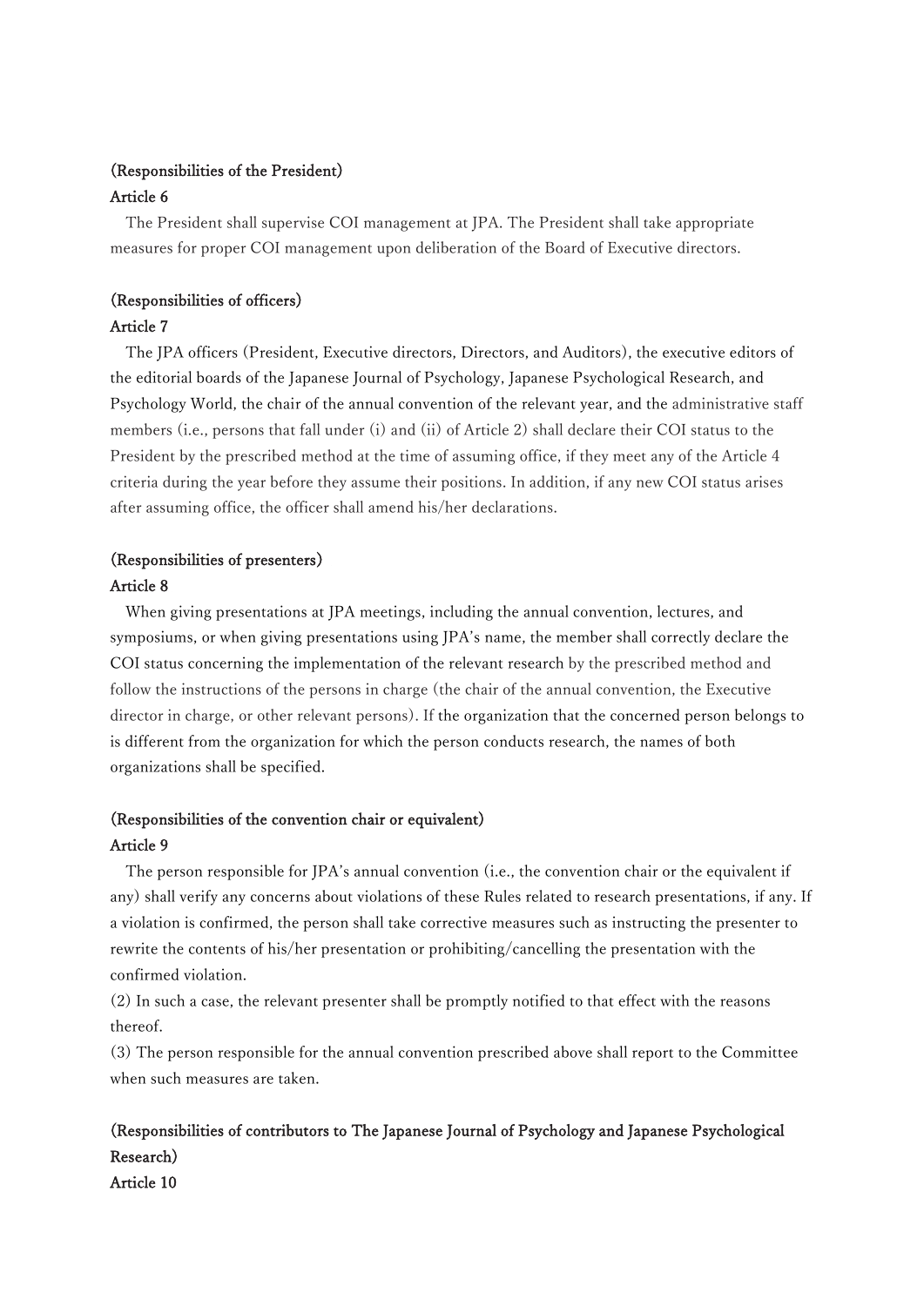**(Responsibilities of the President)**

**Article 6**

The President shall supervise COI management at JPA. The President shall take appropriate measures for proper COI management upon deliberation of the Board of Executive directors.

**(Responsibilities of officers)**

**Article 7**

The JPA officers (President, Executive directors, Directors, and Auditors), the executive editors of the editorial boards of the Japanese Journal of Psychology, Japanese Psychological Research, and Psychology World, the chair of the annual convention of the relevant year, and the administrative staff members (i.e., persons that fall under (i) and (ii) of Article 2) shall declare their COI status to the President by the prescribed method at the time of assuming office, if they meet any of the Article 4 criteria during the year before they assume their positions. In addition, if any new COI status arises after assuming office, the officer shall amend his/her declarations.

**(Responsibilities of presenters)**

**Article 8**

When giving presentations at JPA meetings, including the annual convention, lectures, and symposiums, or when giving presentations using JPA's name, the member shall correctly declare the COI status concerning the implementation of the relevant research by the prescribed method and follow the instructions of the persons in charge (the chair of the annual convention, the Executive director in charge, or other relevant persons). If the organization that the concerned person belongs to is different from the organization for which the person conducts research, the names of both organizations shall be specified.

**(Responsibilities of the convention chair or equivalent)**

**Article 9**

The person responsible for JPA's annual convention (i.e., the convention chair or the equivalent if any) shall verify any concerns about violations of these Rules related to research presentations, if any. If a violation is confirmed, the person shall take corrective measures such as instructing the presenter to rewrite the contents of his/her presentation or prohibiting/cancelling the presentation with the confirmed violation.

(2) In such a case, the relevant presenter shall be promptly notified to that effect with the reasons thereof.

(3) The person responsible for the annual convention prescribed above shall report to the Committee when such measures are taken.

**(Responsibilities of contributors to The Japanese Journal of Psychology and Japanese Psychological Research)**

**Article 10**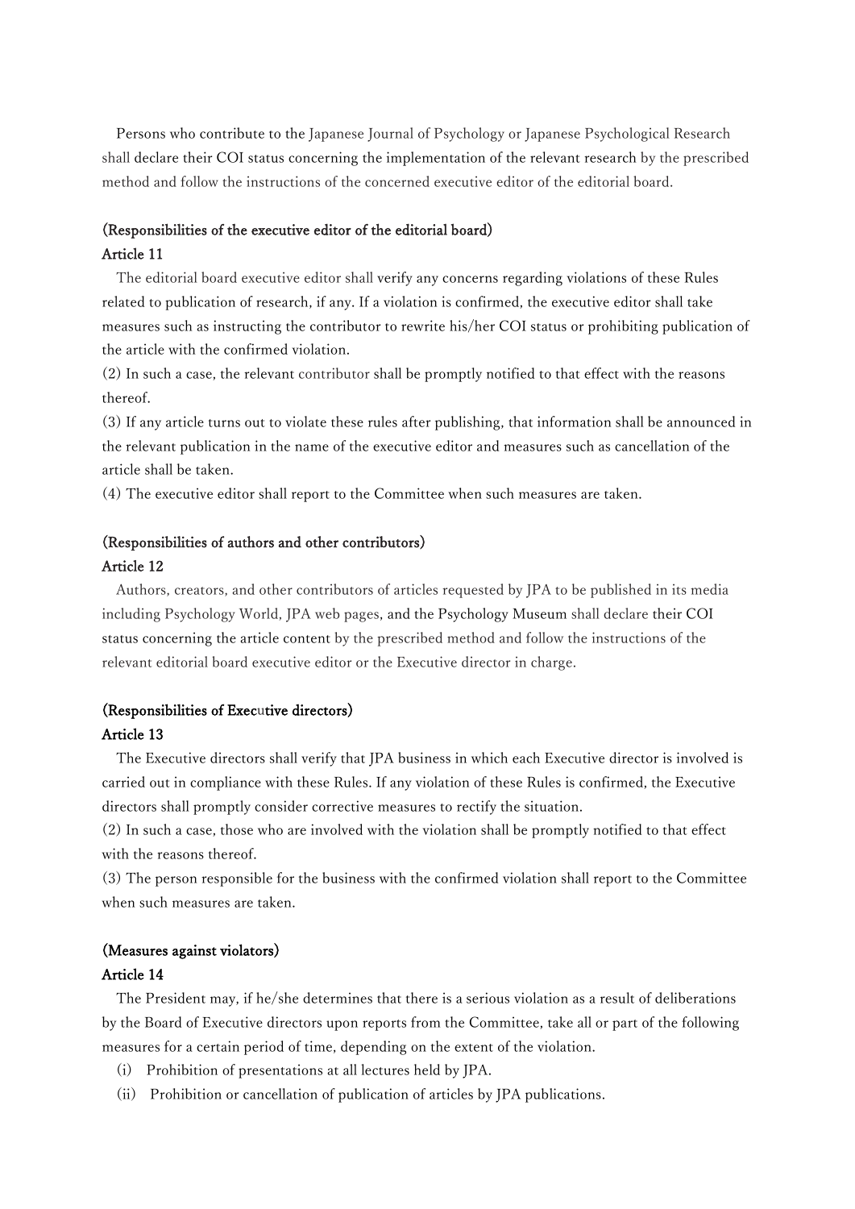Persons who contribute to the Japanese Journal of Psychology or Japanese Psychological Research shall declare their COI status concerning the implementation of the relevant research by the prescribed method and follow the instructions of the concerned executive editor of the editorial board.

**(Responsibilities of the executive editor of the editorial board)**

**Article 11**

The editorial board executive editor shall verify any concerns regarding violations of these Rules related to publication of research, if any. If a violation is confirmed, the executive editor shall take measures such as instructing the contributor to rewrite his/her COI status or prohibiting publication of the article with the confirmed violation.

(2) In such a case, the relevant contributor shall be promptly notified to that effect with the reasons thereof.

(3) If any article turns out to violate these rules after publishing, that information shall be announced in the relevant publication in the name of the executive editor and measures such as cancellation of the article shall be taken.

(4) The executive editor shall report to the Committee when such measures are taken.

**(Responsibilities of authors and other contributors)**

**Article 12**

Authors, creators, and other contributors of articles requested by JPA to be published in its media including Psychology World, JPA web pages, and the Psychology Museum shall declare their COI status concerning the article content by the prescribed method and follow the instructions of the relevant editorial board executive editor or the Executive director in charge.

**(Responsibilities of Executive directors)**

**Article 13**

The Executive directors shall verify that JPA business in which each Executive director is involved is carried out in compliance with these Rules. If any violation of these Rules is confirmed, the Executive directors shall promptly consider corrective measures to rectify the situation.

(2) In such a case, those who are involved with the violation shall be promptly notified to that effect with the reasons thereof.

(3) The person responsible for the business with the confirmed violation shall report to the Committee when such measures are taken.

**(Measures against violators)**

**Article 14**

The President may, if he/she determines that there is a serious violation as a result of deliberations by the Board of Executive directors upon reports from the Committee, take all or part of the following measures for a certain period of time, depending on the extent of the violation.

(i) Prohibition of presentations at all lectures held by JPA.

(ii) Prohibition or cancellation of publication of articles by JPA publications.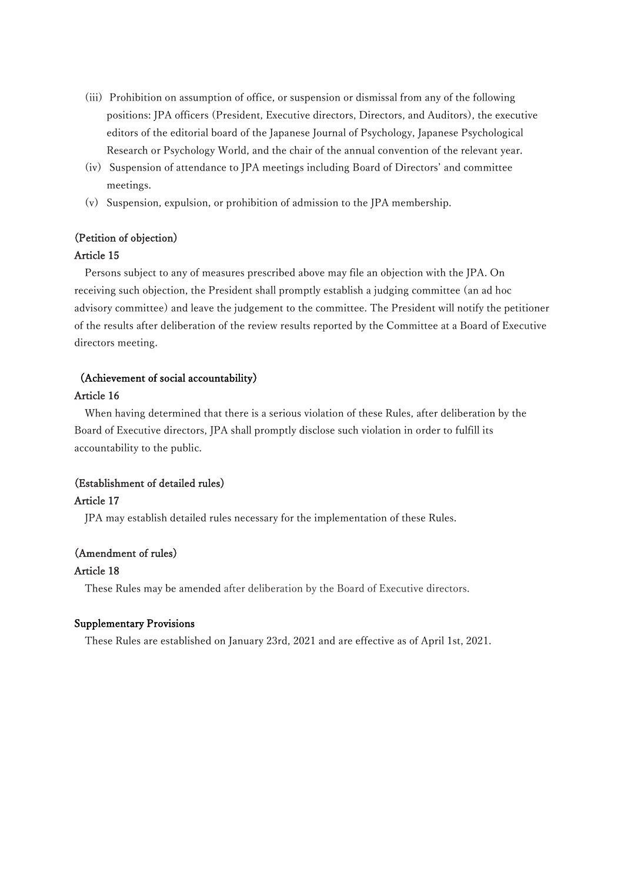(iii) Prohibition on assumption of office, or suspension or dismissal from any of the following positions: JPA officers (President, Executive directors, Directors, and Auditors), the executive editors of the editorial board of the Japanese Journal of Psychology, Japanese Psychological Research or Psychology World, and the chair of the annual convention of the relevant year.

(iv) Suspension of attendance to JPA meetings including Board of Directors' and committee meetings.

(v) Suspension, expulsion, or prohibition of admission to the JPA membership.

**(Petition of objection)**

**Article 15**

Persons subject to any of measures prescribed above may file an objection with the JPA. On receiving such objection, the President shall promptly establish a judging committee (an ad hoc advisory committee) and leave the judgement to the committee. The President will notify the petitioner of the results after deliberation of the review results reported by the Committee at a Board of Executive directors meeting.

**(Achievement of social accountability)**

**Article 16**

When having determined that there is a serious violation of these Rules, after deliberation by the Board of Executive directors, JPA shall promptly disclose such violation in order to fulfill its accountability to the public.

**(Establishment of detailed rules)**

**Article 17**

JPA may establish detailed rules necessary for the implementation of these Rules.

**(Amendment of rules)**

**Article 18**

These Rules may be amended after deliberation by the Board of Executive directors.

**Supplementary Provisions**

These Rules are established on January 23rd, 2021 and are effective as of April 1st, 2021.